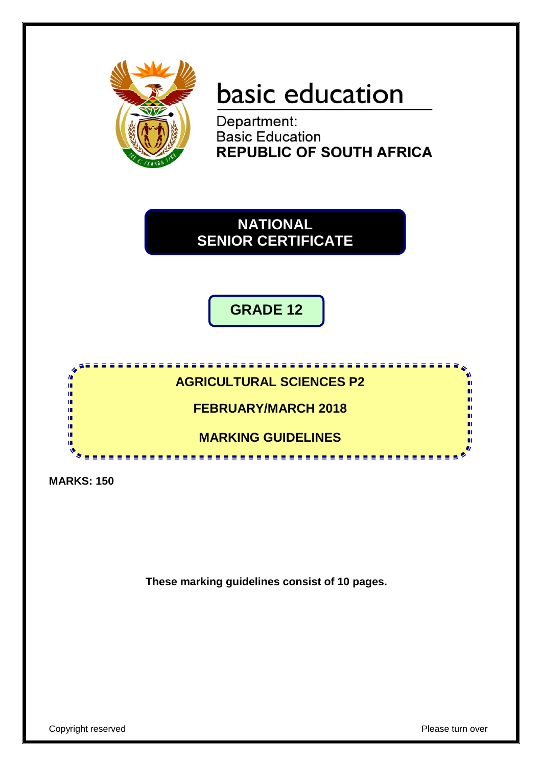# basic education

Department:
Basic Education
**REPUBLIC OF SOUTH AFRICA**

## NATIONAL SENIOR CERTIFICATE

## GRADE 12

## AGRICULTURAL SCIENCES P2

## FEBRUARY/MARCH 2018

## MARKING GUIDELINES

**MARKS: 150**

**These marking guidelines consist of 10 pages.**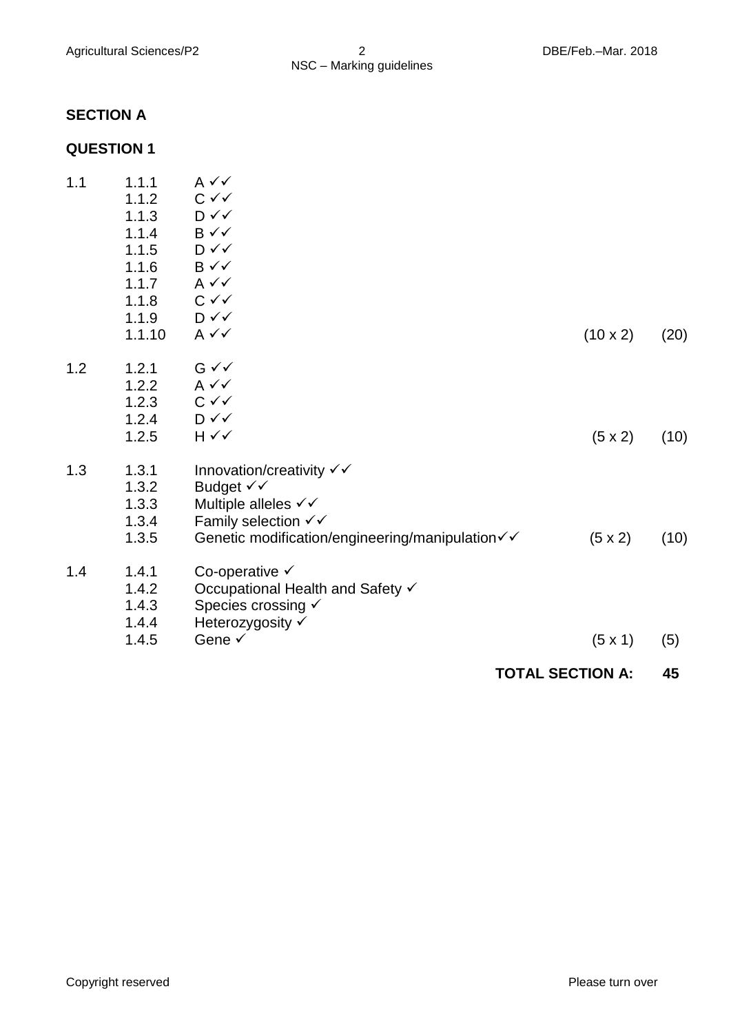## SECTION A

## QUESTION 1

| | | | | |
|---|---|---|---|---|
| 1.1 | 1.1.1 | A ✓✓ | | |
| | 1.1.2 | C ✓✓ | | |
| | 1.1.3 | D ✓✓ | | |
| | 1.1.4 | B ✓✓ | | |
| | 1.1.5 | D ✓✓ | | |
| | 1.1.6 | B ✓✓ | | |
| | 1.1.7 | A ✓✓ | | |
| | 1.1.8 | C ✓✓ | | |
| | 1.1.9 | D ✓✓ | | |
| | 1.1.10 | A ✓✓ | (10 x 2) | (20) |
| 1.2 | 1.2.1 | G ✓✓ | | |
| | 1.2.2 | A ✓✓ | | |
| | 1.2.3 | C ✓✓ | | |
| | 1.2.4 | D ✓✓ | | |
| | 1.2.5 | H ✓✓ | (5 x 2) | (10) |
| 1.3 | 1.3.1 | Innovation/creativity ✓✓ | | |
| | 1.3.2 | Budget ✓✓ | | |
| | 1.3.3 | Multiple alleles ✓✓ | | |
| | 1.3.4 | Family selection ✓✓ | | |
| | 1.3.5 | Genetic modification/engineering/manipulation✓✓ | (5 x 2) | (10) |
| 1.4 | 1.4.1 | Co-operative ✓ | | |
| | 1.4.2 | Occupational Health and Safety ✓ | | |
| | 1.4.3 | Species crossing ✓ | | |
| | 1.4.4 | Heterozygosity ✓ | | |
| | 1.4.5 | Gene ✓ | (5 x 1) | (5) |

**TOTAL SECTION A: 45**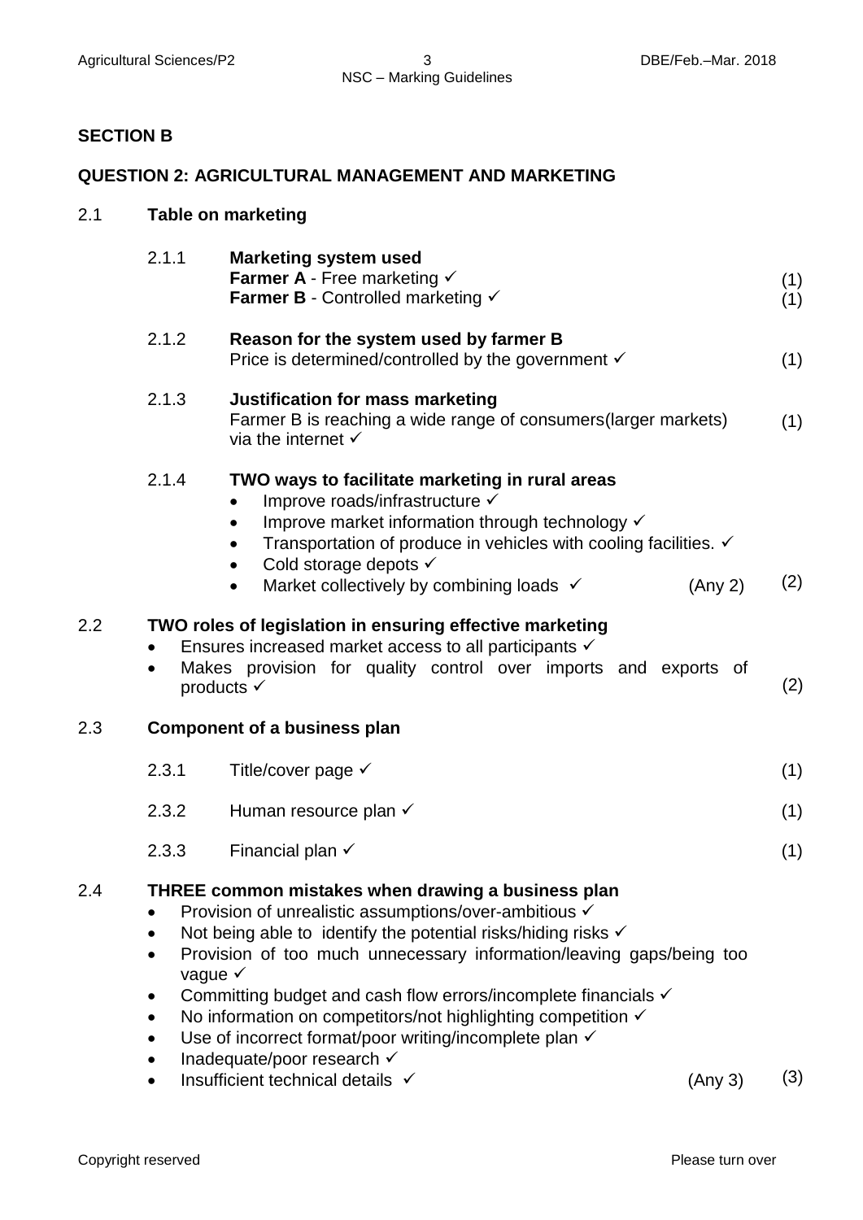## SECTION B

### QUESTION 2: AGRICULTURAL MANAGEMENT AND MARKETING

**2.1 Table on marketing**

2.1.1 **Marketing system used**
**Farmer A** - Free marketing ✓ (1)
**Farmer B** - Controlled marketing ✓ (1)

2.1.2 **Reason for the system used by farmer B**
Price is determined/controlled by the government ✓ (1)

2.1.3 **Justification for mass marketing**
Farmer B is reaching a wide range of consumers(larger markets) via the internet ✓ (1)

2.1.4 **TWO ways to facilitate marketing in rural areas**

- Improve roads/infrastructure ✓
- Improve market information through technology ✓
- Transportation of produce in vehicles with cooling facilities. ✓
- Cold storage depots ✓
- Market collectively by combining loads ✓ (Any 2) (2)

**2.2 TWO roles of legislation in ensuring effective marketing**

- Ensures increased market access to all participants ✓
- Makes provision for quality control over imports and exports of products ✓ (2)

**2.3 Component of a business plan**

2.3.1 Title/cover page ✓ (1)

2.3.2 Human resource plan ✓ (1)

2.3.3 Financial plan ✓ (1)

**2.4 THREE common mistakes when drawing a business plan**

- Provision of unrealistic assumptions/over-ambitious ✓
- Not being able to identify the potential risks/hiding risks ✓
- Provision of too much unnecessary information/leaving gaps/being too vague ✓
- Committing budget and cash flow errors/incomplete financials ✓
- No information on competitors/not highlighting competition ✓
- Use of incorrect format/poor writing/incomplete plan ✓
- Inadequate/poor research ✓
- Insufficient technical details ✓ (Any 3) (3)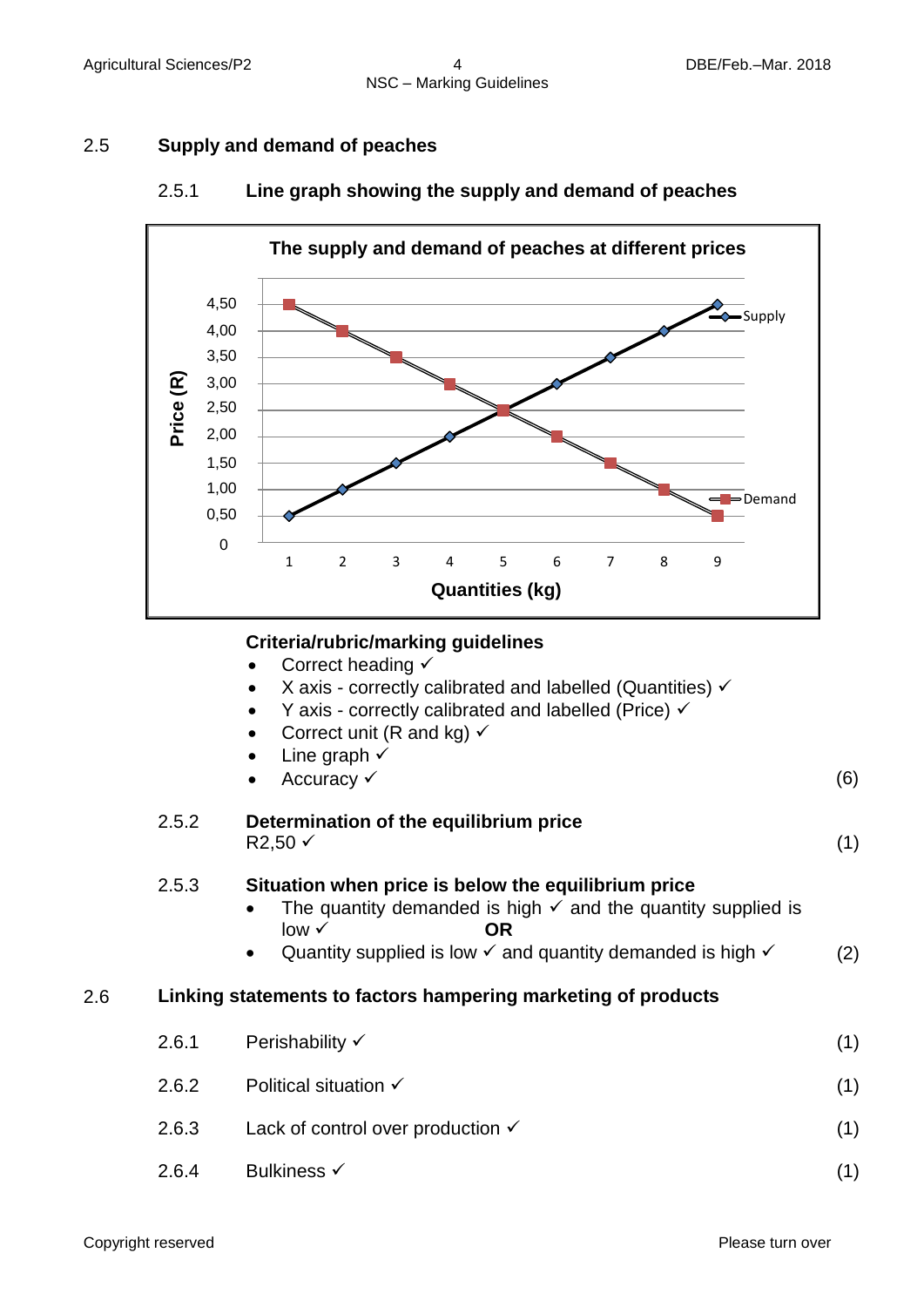## 2.5 Supply and demand of peaches

### 2.5.1 Line graph showing the supply and demand of peaches

**The supply and demand of peaches at different prices**

| Quantities (kg) | Supply – Price (R) | Demand – Price (R) |
|---|---|---|
| 1 | 0,50 | 4,50 |
| 2 | 1,00 | 4,00 |
| 3 | 1,50 | 3,50 |
| 4 | 2,00 | 3,00 |
| 5 | 2,50 | 2,50 |
| 6 | 3,00 | 2,00 |
| 7 | 3,50 | 1,50 |
| 8 | 4,00 | 1,00 |
| 9 | 4,50 | 0,50 |

**Criteria/rubric/marking guidelines**

- Correct heading ✓
- X axis - correctly calibrated and labelled (Quantities) ✓
- Y axis - correctly calibrated and labelled (Price) ✓
- Correct unit (R and kg) ✓
- Line graph ✓
- Accuracy ✓ (6)

### 2.5.2 Determination of the equilibrium price

R2,50 ✓ (1)

### 2.5.3 Situation when price is below the equilibrium price

- The quantity demanded is high ✓ and the quantity supplied is low ✓ **OR**
- Quantity supplied is low ✓ and quantity demanded is high ✓ (2)

## 2.6 Linking statements to factors hampering marketing of products

2.6.1 Perishability ✓ (1)

2.6.2 Political situation ✓ (1)

2.6.3 Lack of control over production ✓ (1)

2.6.4 Bulkiness ✓ (1)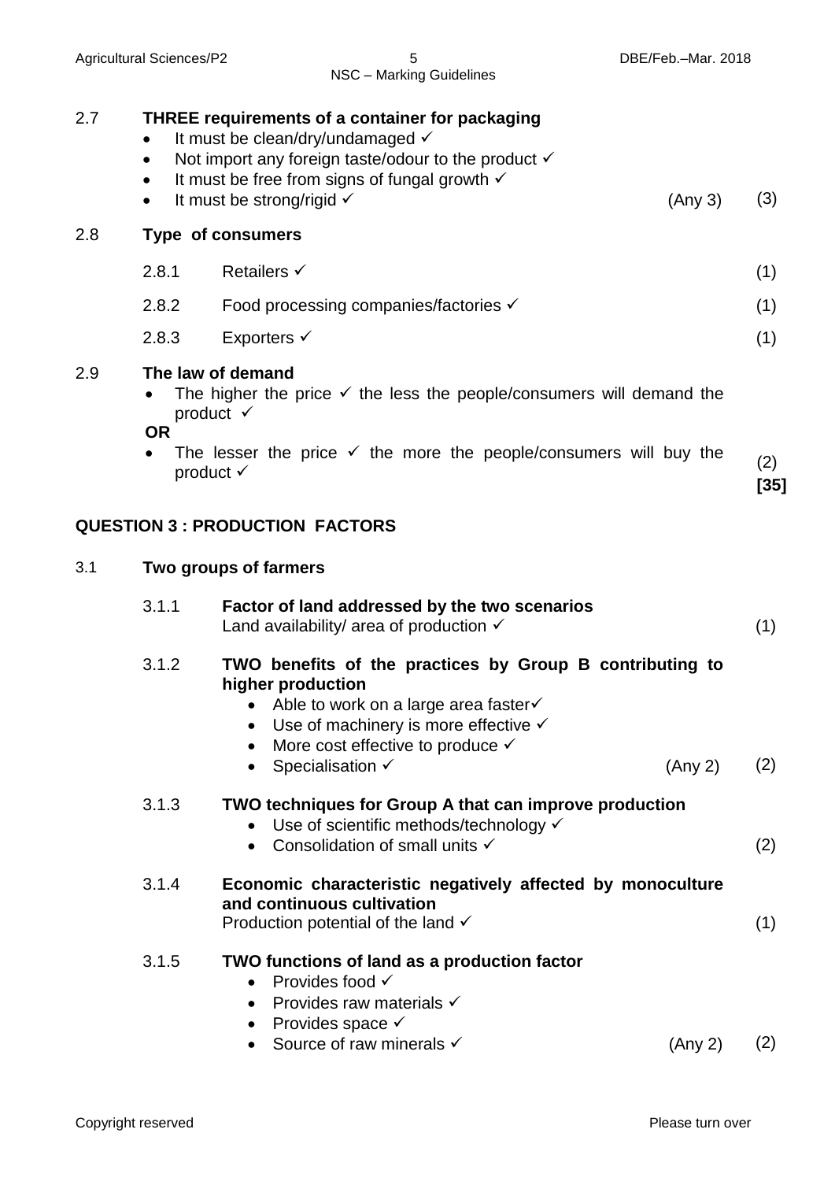2.7 **THREE requirements of a container for packaging**

- It must be clean/dry/undamaged ✓
- Not import any foreign taste/odour to the product ✓
- It must be free from signs of fungal growth ✓
- It must be strong/rigid ✓ (Any 3) (3)

2.8 **Type of consumers**

2.8.1 Retailers ✓ (1)

2.8.2 Food processing companies/factories ✓ (1)

2.8.3 Exporters ✓ (1)

2.9 **The law of demand**

- The higher the price ✓ the less the people/consumers will demand the product ✓

**OR**

- The lesser the price ✓ the more the people/consumers will buy the product ✓ (2)

**[35]**

## QUESTION 3 : PRODUCTION FACTORS

3.1 **Two groups of farmers**

3.1.1 **Factor of land addressed by the two scenarios**
Land availability/ area of production ✓ (1)

3.1.2 **TWO benefits of the practices by Group B contributing to higher production**

- Able to work on a large area faster✓
- Use of machinery is more effective ✓
- More cost effective to produce ✓
- Specialisation ✓ (Any 2) (2)

3.1.3 **TWO techniques for Group A that can improve production**

- Use of scientific methods/technology ✓
- Consolidation of small units ✓ (2)

3.1.4 **Economic characteristic negatively affected by monoculture and continuous cultivation**
Production potential of the land ✓ (1)

3.1.5 **TWO functions of land as a production factor**

- Provides food ✓
- Provides raw materials ✓
- Provides space ✓
- Source of raw minerals ✓ (Any 2) (2)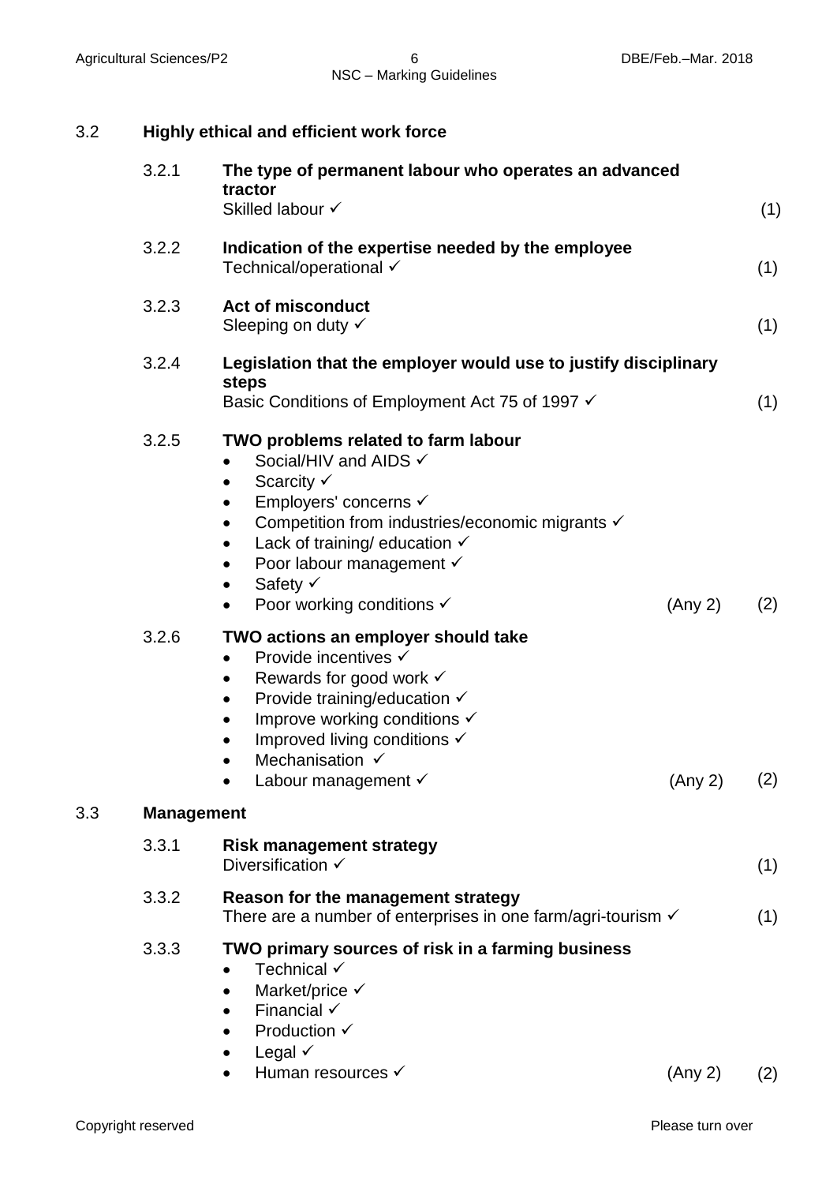3.2 **Highly ethical and efficient work force**

3.2.1 **The type of permanent labour who operates an advanced tractor**
Skilled labour ✓ (1)

3.2.2 **Indication of the expertise needed by the employee**
Technical/operational ✓ (1)

3.2.3 **Act of misconduct**
Sleeping on duty ✓ (1)

3.2.4 **Legislation that the employer would use to justify disciplinary steps**
Basic Conditions of Employment Act 75 of 1997 ✓ (1)

3.2.5 **TWO problems related to farm labour**

- Social/HIV and AIDS ✓
- Scarcity ✓
- Employers' concerns ✓
- Competition from industries/economic migrants ✓
- Lack of training/ education ✓
- Poor labour management ✓
- Safety ✓
- Poor working conditions ✓ (Any 2) (2)

3.2.6 **TWO actions an employer should take**

- Provide incentives ✓
- Rewards for good work ✓
- Provide training/education ✓
- Improve working conditions ✓
- Improved living conditions ✓
- Mechanisation ✓
- Labour management ✓ (Any 2) (2)

3.3 **Management**

3.3.1 **Risk management strategy**
Diversification ✓ (1)

3.3.2 **Reason for the management strategy**
There are a number of enterprises in one farm/agri-tourism ✓ (1)

3.3.3 **TWO primary sources of risk in a farming business**

- Technical ✓
- Market/price ✓
- Financial ✓
- Production ✓
- Legal ✓
- Human resources ✓ (Any 2) (2)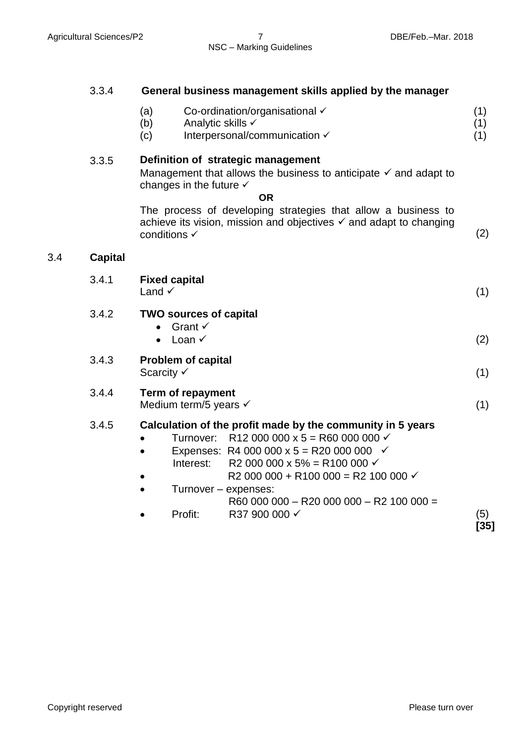3.3.4 **General business management skills applied by the manager**

(a) Co-ordination/organisational ✓ (1)
(b) Analytic skills ✓ (1)
(c) Interpersonal/communication ✓ (1)

3.3.5 **Definition of strategic management**

Management that allows the business to anticipate ✓ and adapt to changes in the future ✓

**OR**

The process of developing strategies that allow a business to achieve its vision, mission and objectives ✓ and adapt to changing conditions ✓ (2)

3.4 **Capital**

3.4.1 **Fixed capital**
Land ✓ (1)

3.4.2 **TWO sources of capital**
- Grant ✓
- Loan ✓ (2)

3.4.3 **Problem of capital**
Scarcity ✓ (1)

3.4.4 **Term of repayment**
Medium term/5 years ✓ (1)

3.4.5 **Calculation of the profit made by the community in 5 years**
- Turnover: R12 000 000 x 5 = R60 000 000 ✓
- Expenses: R4 000 000 x 5 = R20 000 000 ✓
  Interest: R2 000 000 x 5% = R100 000 ✓
- R2 000 000 + R100 000 = R2 100 000 ✓
- Turnover – expenses:
  R60 000 000 – R20 000 000 – R2 100 000 =
- Profit: R37 900 000 ✓ (5)

**[35]**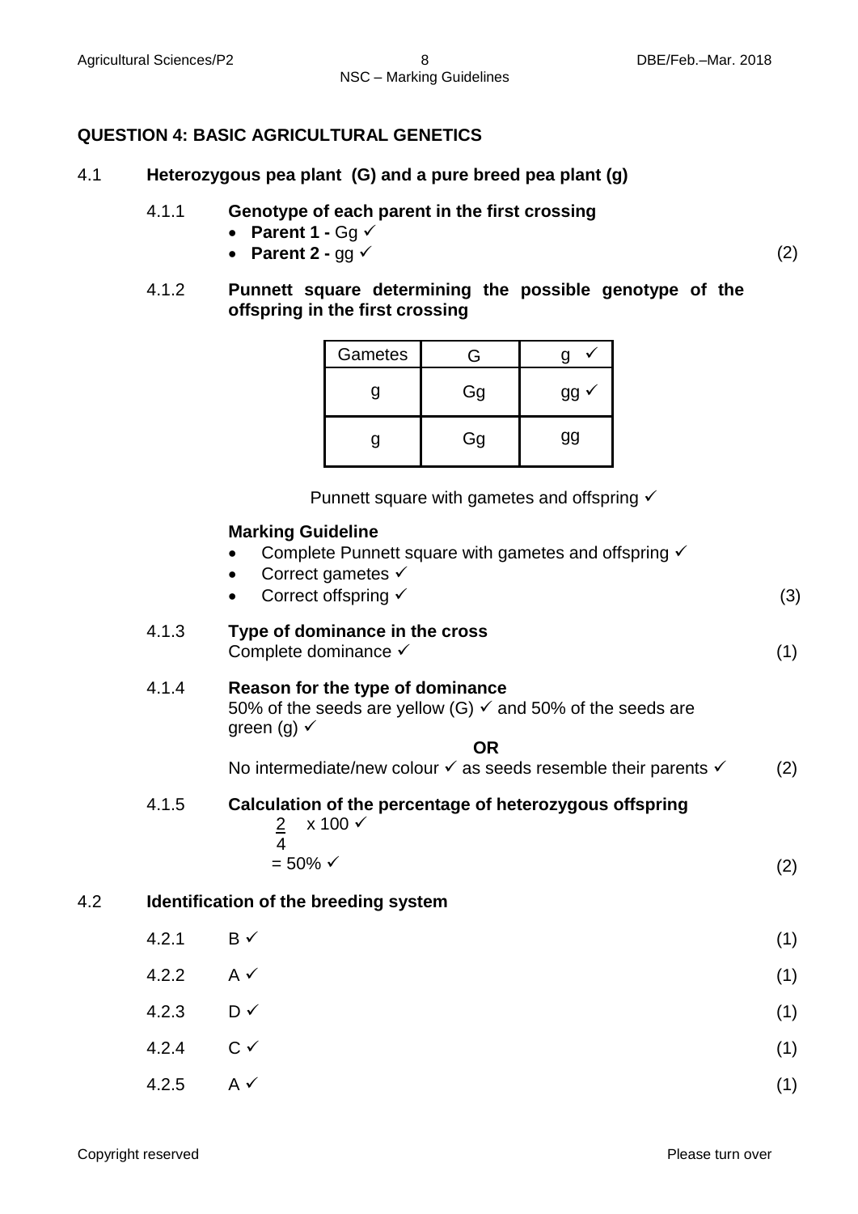## QUESTION 4: BASIC AGRICULTURAL GENETICS

4.1 **Heterozygous pea plant (G) and a pure breed pea plant (g)**

4.1.1 **Genotype of each parent in the first crossing**

- **Parent 1 -** Gg ✓
- **Parent 2 -** gg ✓ (2)

4.1.2 **Punnett square determining the possible genotype of the offspring in the first crossing**

| Gametes | G | g ✓ |
|---|---|---|
| g | Gg | gg ✓ |
| g | Gg | gg |

Punnett square with gametes and offspring ✓

**Marking Guideline**

- Complete Punnett square with gametes and offspring ✓
- Correct gametes ✓
- Correct offspring ✓ (3)

4.1.3 **Type of dominance in the cross**
Complete dominance ✓ (1)

4.1.4 **Reason for the type of dominance**
50% of the seeds are yellow (G) ✓ and 50% of the seeds are green (g) ✓

**OR**

No intermediate/new colour ✓ as seeds resemble their parents ✓ (2)

4.1.5 **Calculation of the percentage of heterozygous offspring**

$\frac{2}{4} \times 100$ ✓

$= 50\%$ ✓ (2)

4.2 **Identification of the breeding system**

4.2.1 B ✓ (1)

4.2.2 A ✓ (1)

4.2.3 D ✓ (1)

4.2.4 C ✓ (1)

4.2.5 A ✓ (1)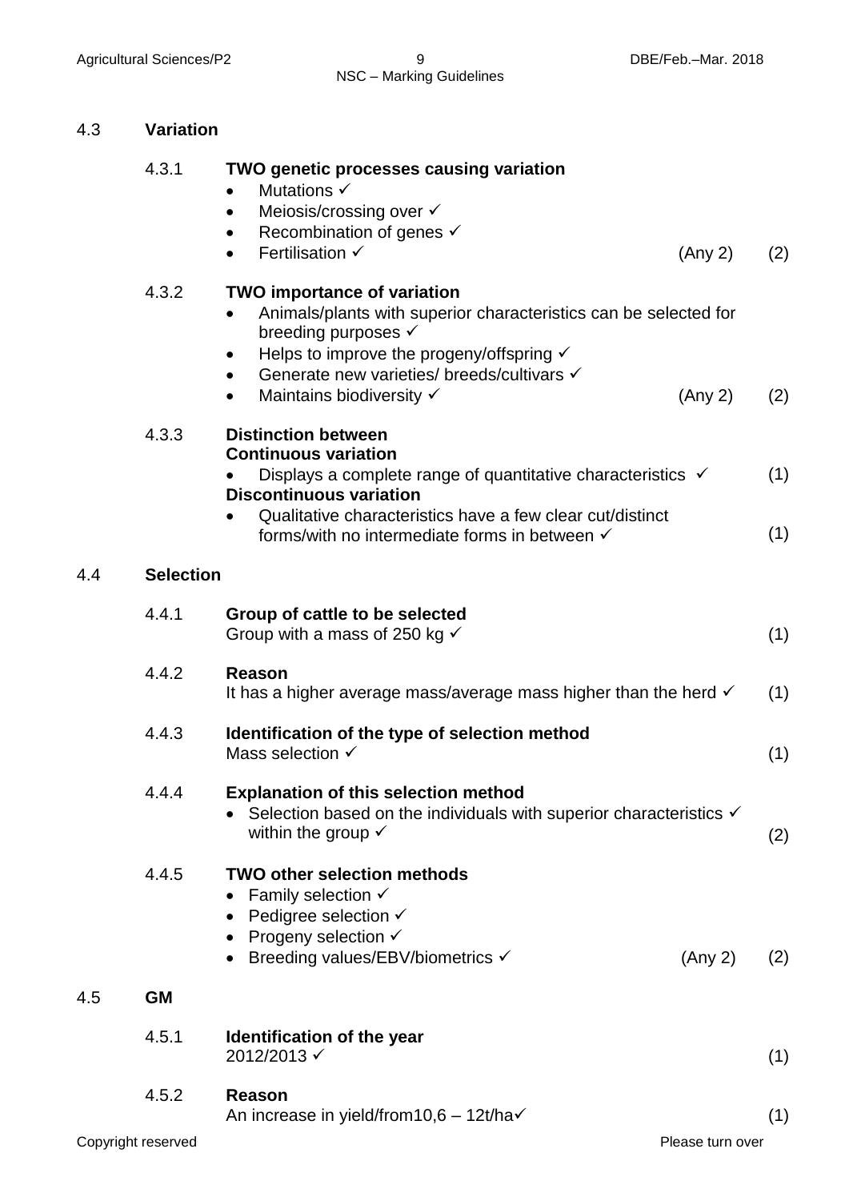## 4.3 Variation

**4.3.1 TWO genetic processes causing variation**

- Mutations ✓
- Meiosis/crossing over ✓
- Recombination of genes ✓
- Fertilisation ✓ (Any 2) (2)

**4.3.2 TWO importance of variation**

- Animals/plants with superior characteristics can be selected for breeding purposes ✓
- Helps to improve the progeny/offspring ✓
- Generate new varieties/ breeds/cultivars ✓
- Maintains biodiversity ✓ (Any 2) (2)

**4.3.3 Distinction between**

**Continuous variation**

- Displays a complete range of quantitative characteristics ✓ (1)

**Discontinuous variation**

- Qualitative characteristics have a few clear cut/distinct forms/with no intermediate forms in between ✓ (1)

## 4.4 Selection

**4.4.1 Group of cattle to be selected**

Group with a mass of 250 kg ✓ (1)

**4.4.2 Reason**

It has a higher average mass/average mass higher than the herd ✓ (1)

**4.4.3 Identification of the type of selection method**

Mass selection ✓ (1)

**4.4.4 Explanation of this selection method**

- Selection based on the individuals with superior characteristics ✓ within the group ✓ (2)

**4.4.5 TWO other selection methods**

- Family selection ✓
- Pedigree selection ✓
- Progeny selection ✓
- Breeding values/EBV/biometrics ✓ (Any 2) (2)

## 4.5 GM

**4.5.1 Identification of the year**

2012/2013 ✓ (1)

**4.5.2 Reason**

An increase in yield/from10,6 – 12t/ha✓ (1)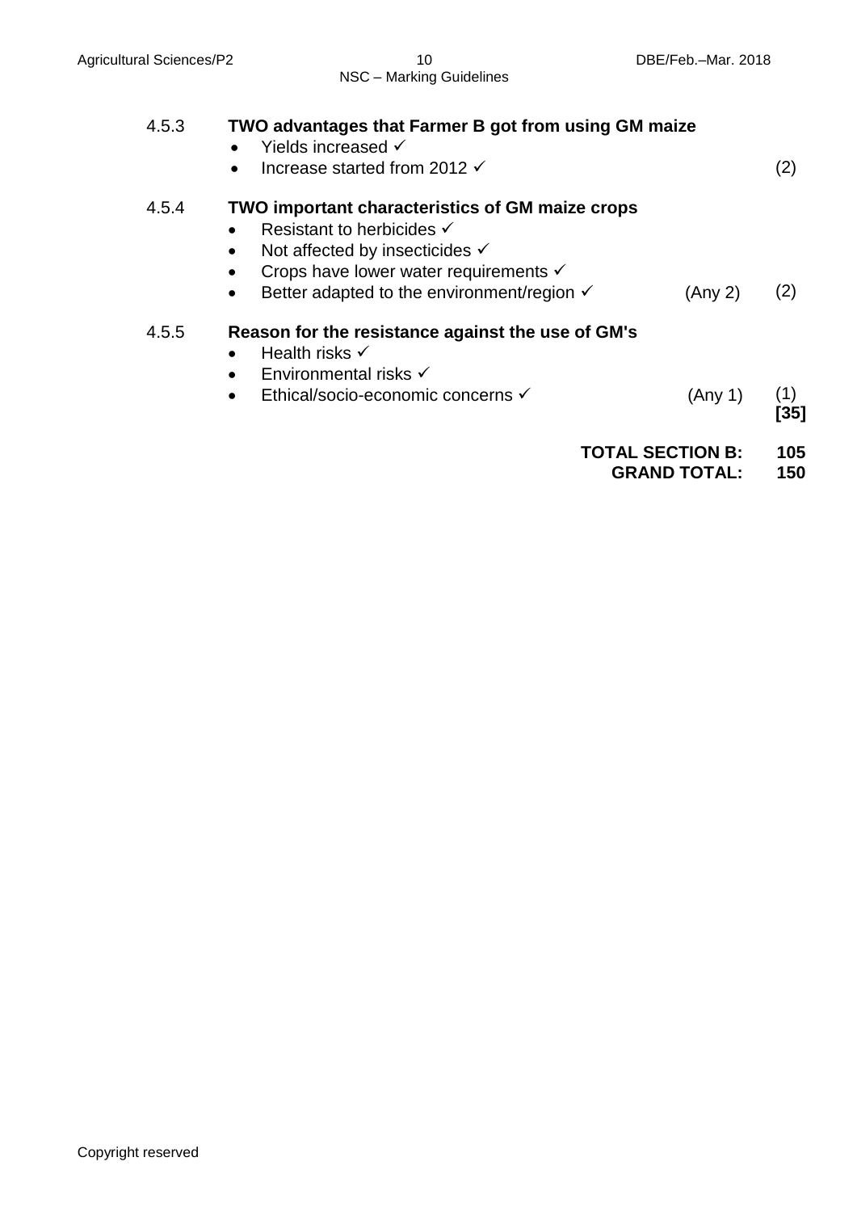4.5.3 **TWO advantages that Farmer B got from using GM maize**

- Yields increased ✓
- Increase started from 2012 ✓ (2)

4.5.4 **TWO important characteristics of GM maize crops**

- Resistant to herbicides ✓
- Not affected by insecticides ✓
- Crops have lower water requirements ✓
- Better adapted to the environment/region ✓ (Any 2) (2)

4.5.5 **Reason for the resistance against the use of GM's**

- Health risks ✓
- Environmental risks ✓
- Ethical/socio-economic concerns ✓ (Any 1) (1)

**[35]**

**TOTAL SECTION B: 105**

**GRAND TOTAL: 150**